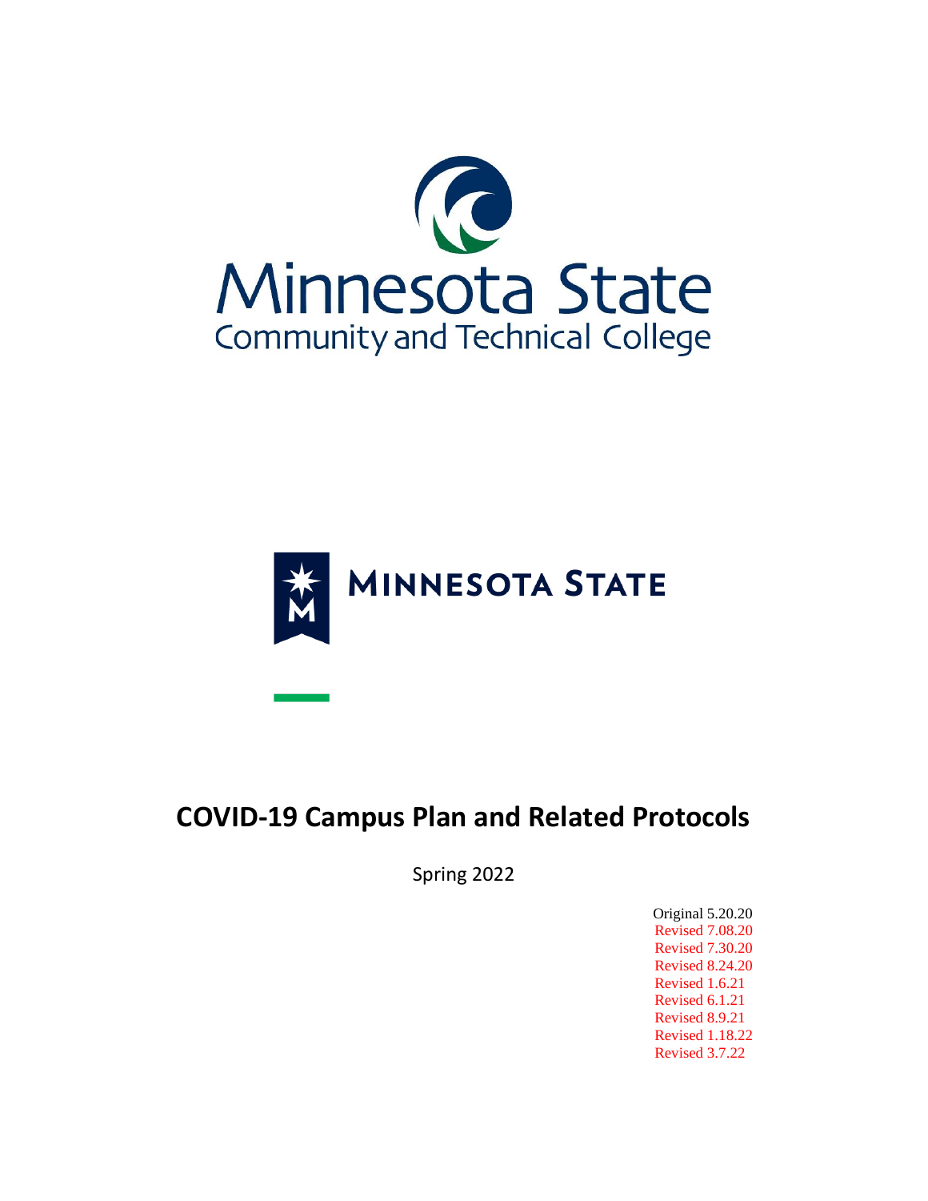Minnesota State

Community and Technical College

MINNESOTA STATE

# COVID-19 Campus Plan and Related Protocols

Spring 2022

Original 5.20.20
Revised 7.08.20
Revised 7.30.20
Revised 8.24.20
Revised 1.6.21
Revised 6.1.21
Revised 8.9.21
Revised 1.18.22
Revised 3.7.22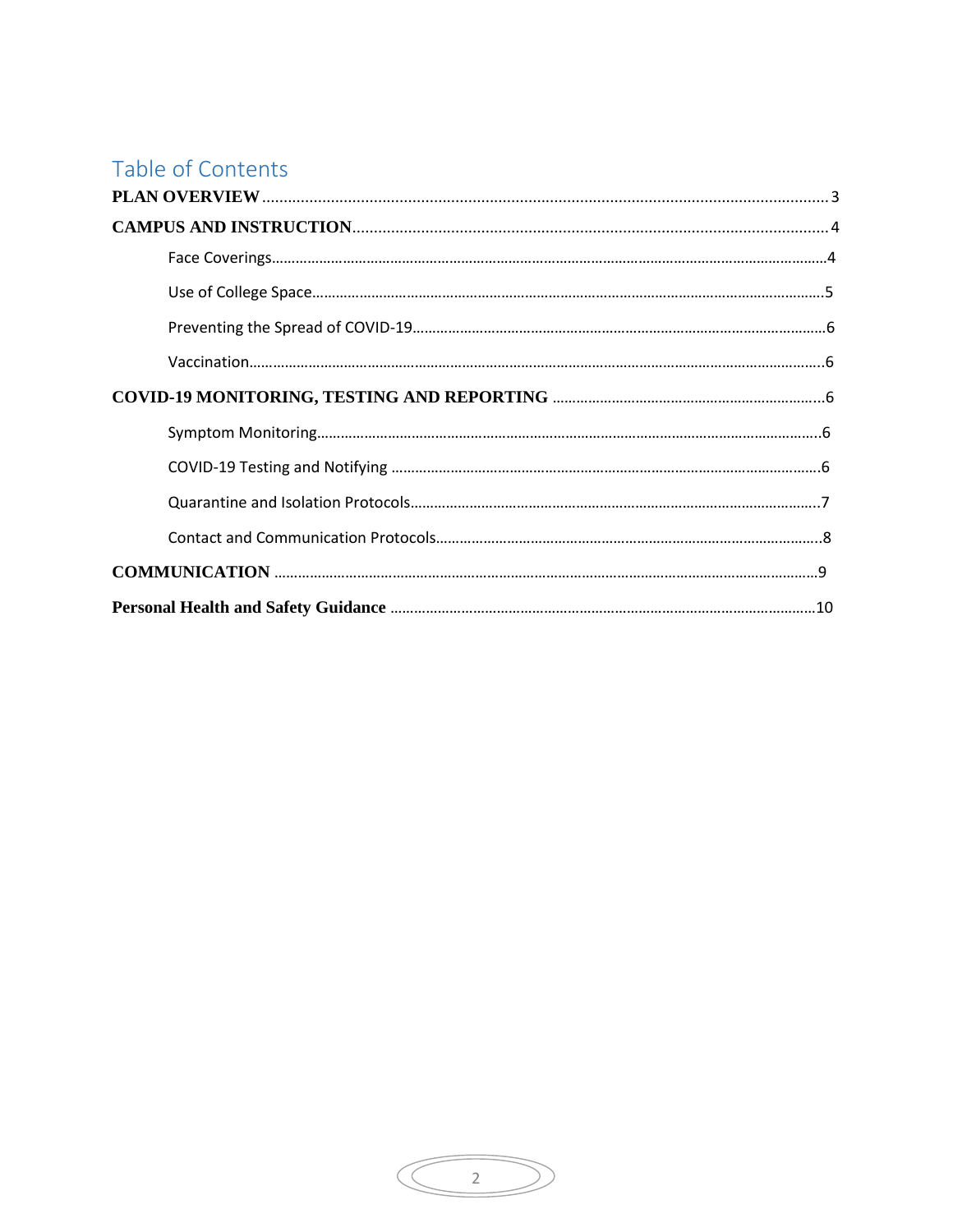# Table of Contents

**PLAN OVERVIEW** ..... 3

**CAMPUS AND INSTRUCTION** ..... 4

- Face Coverings ..... 4
- Use of College Space ..... 5
- Preventing the Spread of COVID-19 ..... 6
- Vaccination ..... 6

**COVID-19 MONITORING, TESTING AND REPORTING** ..... 6

- Symptom Monitoring ..... 6
- COVID-19 Testing and Notifying ..... 6
- Quarantine and Isolation Protocols ..... 7
- Contact and Communication Protocols ..... 8

**COMMUNICATION** ..... 9

**Personal Health and Safety Guidance** ..... 10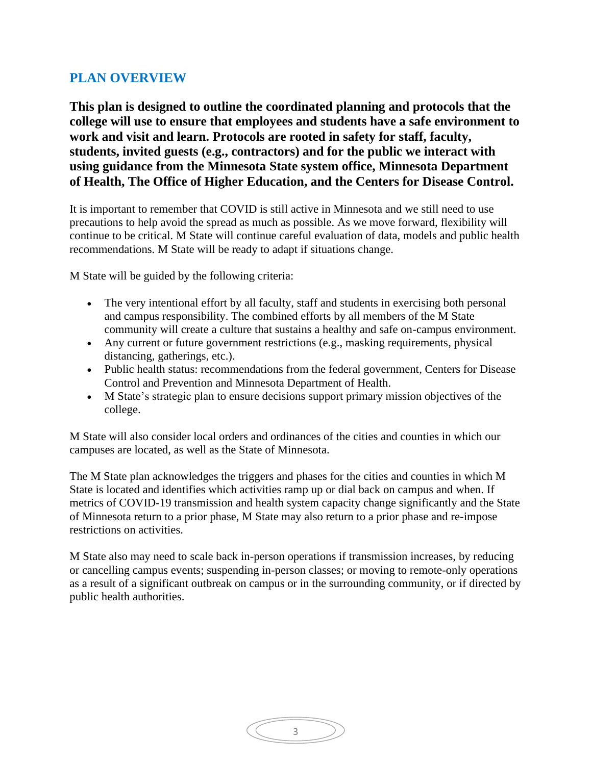## PLAN OVERVIEW

**This plan is designed to outline the coordinated planning and protocols that the college will use to ensure that employees and students have a safe environment to work and visit and learn. Protocols are rooted in safety for staff, faculty, students, invited guests (e.g., contractors) and for the public we interact with using guidance from the Minnesota State system office, Minnesota Department of Health, The Office of Higher Education, and the Centers for Disease Control.**

It is important to remember that COVID is still active in Minnesota and we still need to use precautions to help avoid the spread as much as possible. As we move forward, flexibility will continue to be critical. M State will continue careful evaluation of data, models and public health recommendations. M State will be ready to adapt if situations change.

M State will be guided by the following criteria:

- The very intentional effort by all faculty, staff and students in exercising both personal and campus responsibility. The combined efforts by all members of the M State community will create a culture that sustains a healthy and safe on-campus environment.
- Any current or future government restrictions (e.g., masking requirements, physical distancing, gatherings, etc.).
- Public health status: recommendations from the federal government, Centers for Disease Control and Prevention and Minnesota Department of Health.
- M State's strategic plan to ensure decisions support primary mission objectives of the college.

M State will also consider local orders and ordinances of the cities and counties in which our campuses are located, as well as the State of Minnesota.

The M State plan acknowledges the triggers and phases for the cities and counties in which M State is located and identifies which activities ramp up or dial back on campus and when. If metrics of COVID-19 transmission and health system capacity change significantly and the State of Minnesota return to a prior phase, M State may also return to a prior phase and re-impose restrictions on activities.

M State also may need to scale back in-person operations if transmission increases, by reducing or cancelling campus events; suspending in-person classes; or moving to remote-only operations as a result of a significant outbreak on campus or in the surrounding community, or if directed by public health authorities.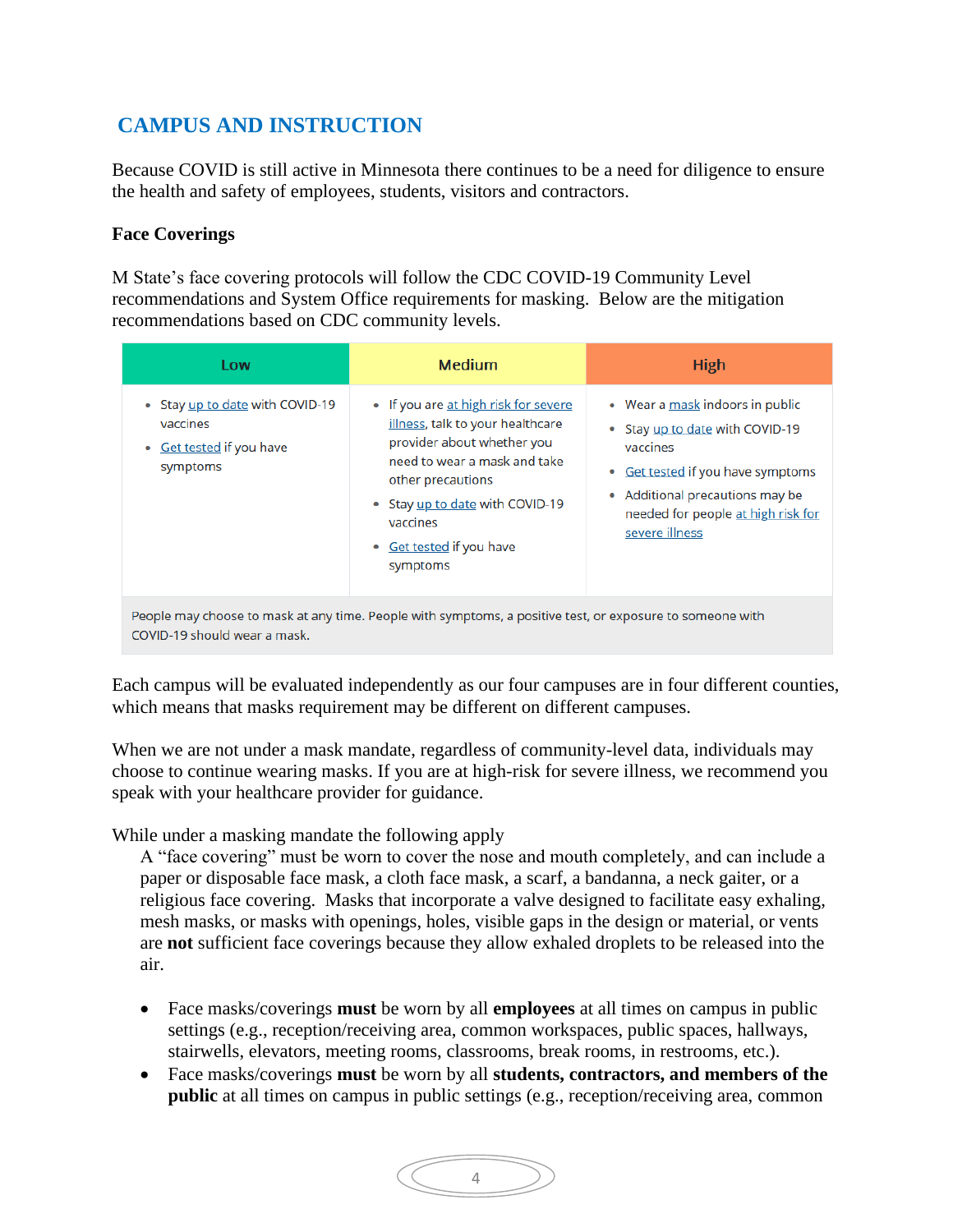## CAMPUS AND INSTRUCTION

Because COVID is still active in Minnesota there continues to be a need for diligence to ensure the health and safety of employees, students, visitors and contractors.

### Face Coverings

M State's face covering protocols will follow the CDC COVID-19 Community Level recommendations and System Office requirements for masking. Below are the mitigation recommendations based on CDC community levels.

| Low | Medium | High |
|---|---|---|
| • Stay up to date with COVID-19 vaccines<br>• Get tested if you have symptoms | • If you are at high risk for severe illness, talk to your healthcare provider about whether you need to wear a mask and take other precautions<br>• Stay up to date with COVID-19 vaccines<br>• Get tested if you have symptoms | • Wear a mask indoors in public<br>• Stay up to date with COVID-19 vaccines<br>• Get tested if you have symptoms<br>• Additional precautions may be needed for people at high risk for severe illness |
| People may choose to mask at any time. People with symptoms, a positive test, or exposure to someone with COVID-19 should wear a mask. | | |

Each campus will be evaluated independently as our four campuses are in four different counties, which means that masks requirement may be different on different campuses.

When we are not under a mask mandate, regardless of community-level data, individuals may choose to continue wearing masks. If you are at high-risk for severe illness, we recommend you speak with your healthcare provider for guidance.

While under a masking mandate the following apply

A "face covering" must be worn to cover the nose and mouth completely, and can include a paper or disposable face mask, a cloth face mask, a scarf, a bandanna, a neck gaiter, or a religious face covering. Masks that incorporate a valve designed to facilitate easy exhaling, mesh masks, or masks with openings, holes, visible gaps in the design or material, or vents are **not** sufficient face coverings because they allow exhaled droplets to be released into the air.

- Face masks/coverings **must** be worn by all **employees** at all times on campus in public settings (e.g., reception/receiving area, common workspaces, public spaces, hallways, stairwells, elevators, meeting rooms, classrooms, break rooms, in restrooms, etc.).
- Face masks/coverings **must** be worn by all **students, contractors, and members of the public** at all times on campus in public settings (e.g., reception/receiving area, common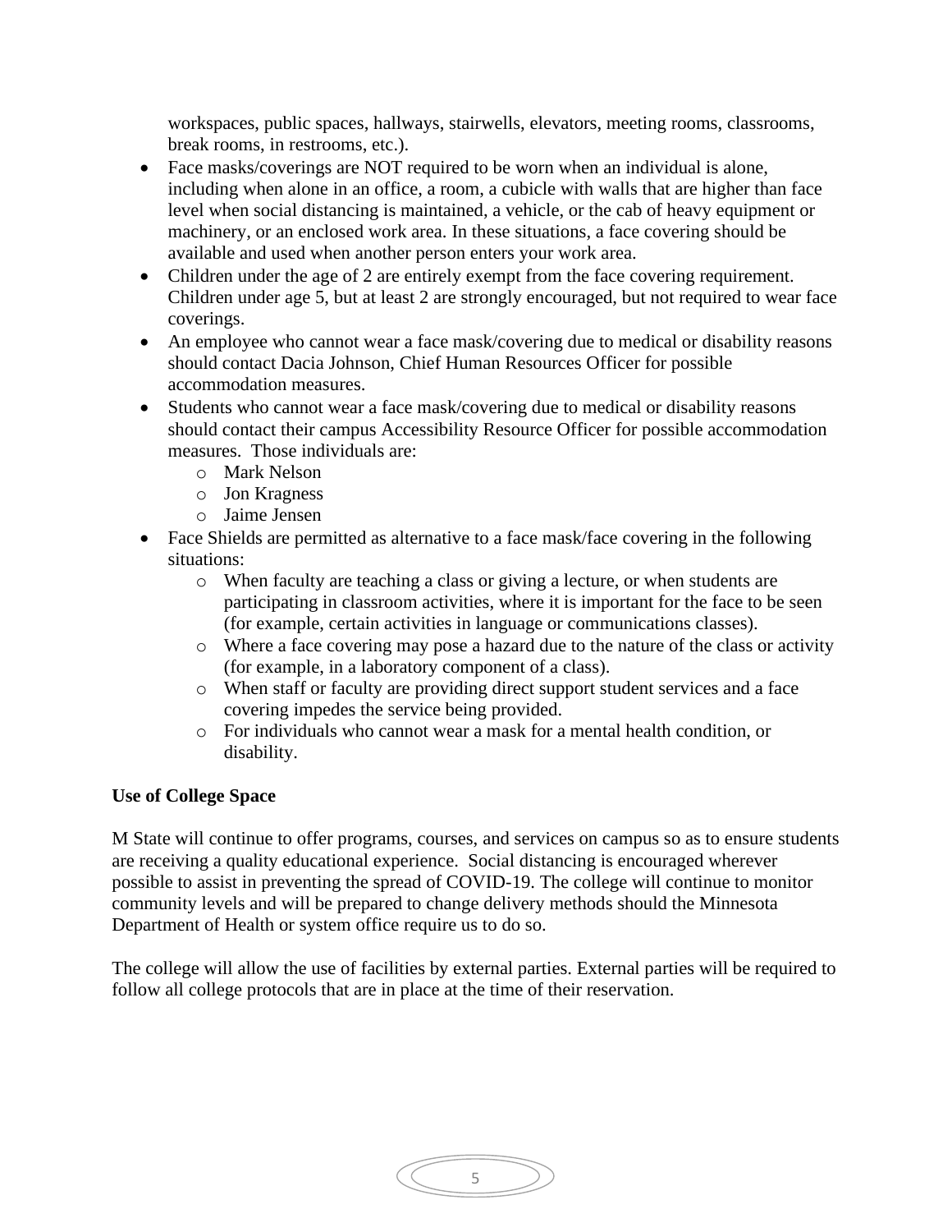workspaces, public spaces, hallways, stairwells, elevators, meeting rooms, classrooms, break rooms, in restrooms, etc.).

- Face masks/coverings are NOT required to be worn when an individual is alone, including when alone in an office, a room, a cubicle with walls that are higher than face level when social distancing is maintained, a vehicle, or the cab of heavy equipment or machinery, or an enclosed work area. In these situations, a face covering should be available and used when another person enters your work area.
- Children under the age of 2 are entirely exempt from the face covering requirement. Children under age 5, but at least 2 are strongly encouraged, but not required to wear face coverings.
- An employee who cannot wear a face mask/covering due to medical or disability reasons should contact Dacia Johnson, Chief Human Resources Officer for possible accommodation measures.
- Students who cannot wear a face mask/covering due to medical or disability reasons should contact their campus Accessibility Resource Officer for possible accommodation measures. Those individuals are:
  - Mark Nelson
  - Jon Kragness
  - Jaime Jensen
- Face Shields are permitted as alternative to a face mask/face covering in the following situations:
  - When faculty are teaching a class or giving a lecture, or when students are participating in classroom activities, where it is important for the face to be seen (for example, certain activities in language or communications classes).
  - Where a face covering may pose a hazard due to the nature of the class or activity (for example, in a laboratory component of a class).
  - When staff or faculty are providing direct support student services and a face covering impedes the service being provided.
  - For individuals who cannot wear a mask for a mental health condition, or disability.

**Use of College Space**

M State will continue to offer programs, courses, and services on campus so as to ensure students are receiving a quality educational experience. Social distancing is encouraged wherever possible to assist in preventing the spread of COVID-19. The college will continue to monitor community levels and will be prepared to change delivery methods should the Minnesota Department of Health or system office require us to do so.

The college will allow the use of facilities by external parties. External parties will be required to follow all college protocols that are in place at the time of their reservation.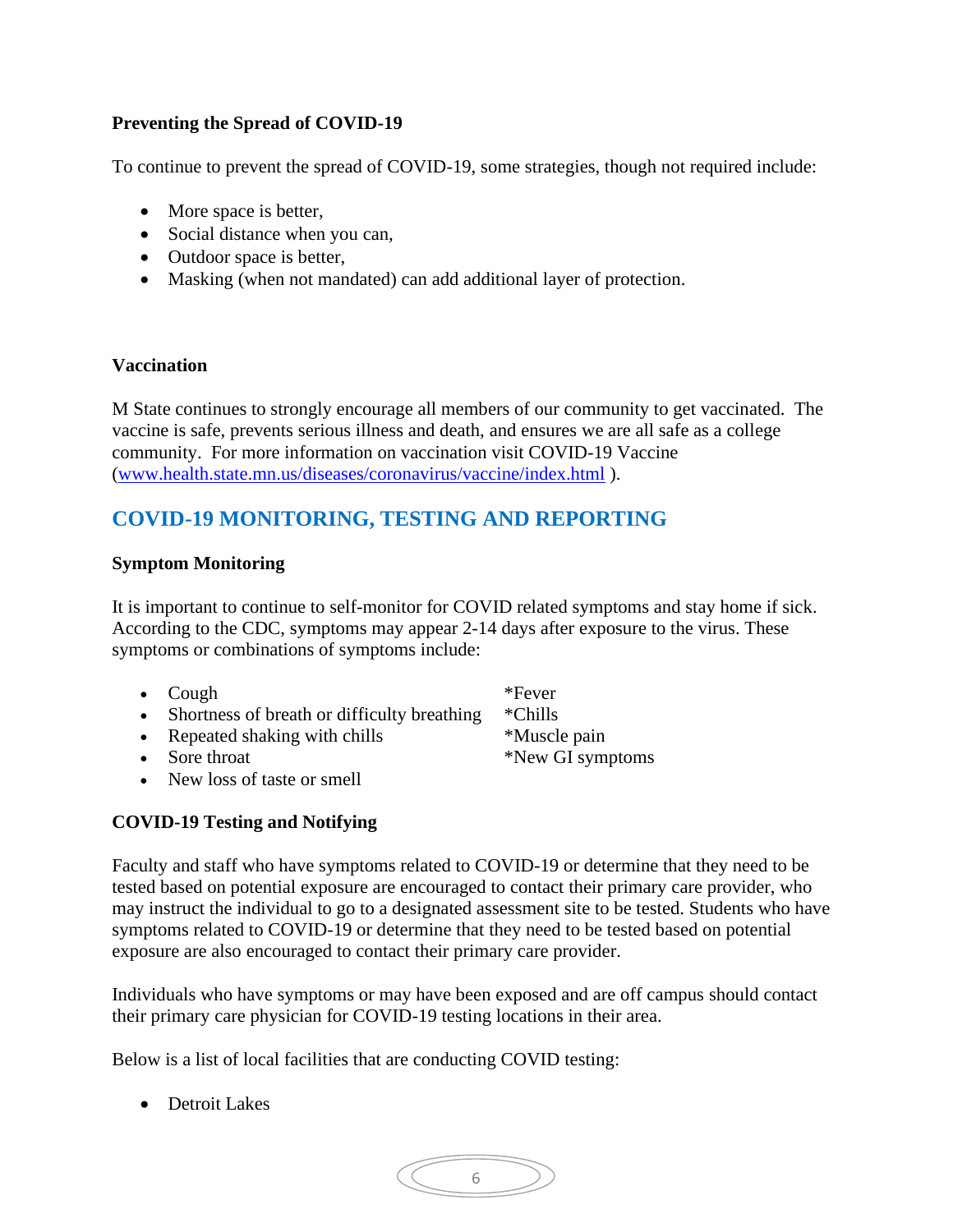**Preventing the Spread of COVID-19**

To continue to prevent the spread of COVID-19, some strategies, though not required include:

- More space is better,
- Social distance when you can,
- Outdoor space is better,
- Masking (when not mandated) can add additional layer of protection.

**Vaccination**

M State continues to strongly encourage all members of our community to get vaccinated. The vaccine is safe, prevents serious illness and death, and ensures we are all safe as a college community. For more information on vaccination visit COVID-19 Vaccine ([www.health.state.mn.us/diseases/coronavirus/vaccine/index.html](www.health.state.mn.us/diseases/coronavirus/vaccine/index.html) ).

## COVID-19 MONITORING, TESTING AND REPORTING

**Symptom Monitoring**

It is important to continue to self-monitor for COVID related symptoms and stay home if sick. According to the CDC, symptoms may appear 2-14 days after exposure to the virus. These symptoms or combinations of symptoms include:

- Cough
- Shortness of breath or difficulty breathing
- Repeated shaking with chills
- Sore throat
- New loss of taste or smell

*Fever
*Chills
*Muscle pain
*New GI symptoms

**COVID-19 Testing and Notifying**

Faculty and staff who have symptoms related to COVID-19 or determine that they need to be tested based on potential exposure are encouraged to contact their primary care provider, who may instruct the individual to go to a designated assessment site to be tested. Students who have symptoms related to COVID-19 or determine that they need to be tested based on potential exposure are also encouraged to contact their primary care provider.

Individuals who have symptoms or may have been exposed and are off campus should contact their primary care physician for COVID-19 testing locations in their area.

Below is a list of local facilities that are conducting COVID testing:

- Detroit Lakes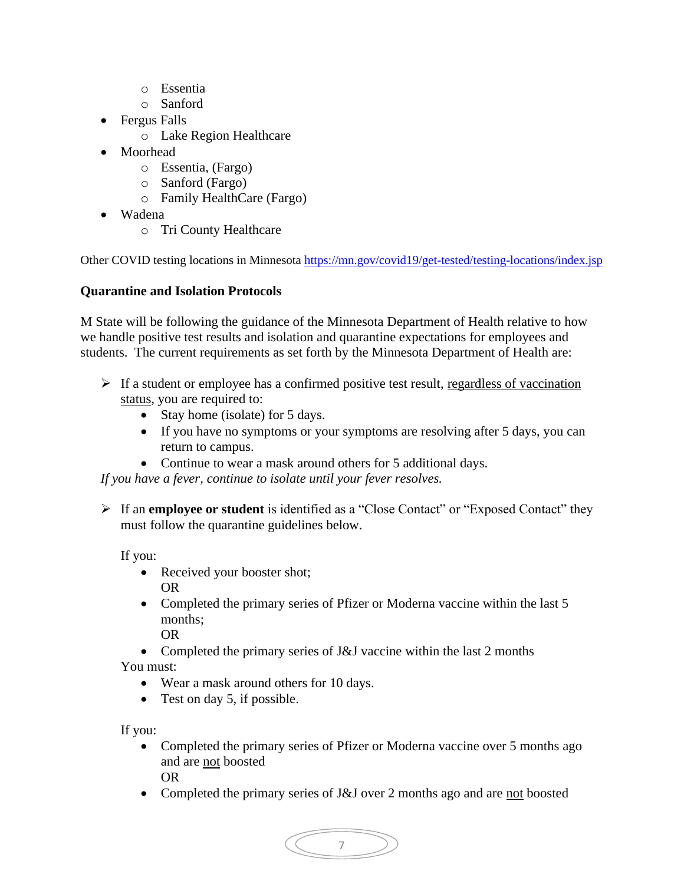- Essentia
- Sanford

- Fergus Falls
    - Lake Region Healthcare
- Moorhead
    - Essentia, (Fargo)
    - Sanford (Fargo)
    - Family HealthCare (Fargo)
- Wadena
    - Tri County Healthcare

Other COVID testing locations in Minnesota [https://mn.gov/covid19/get-tested/testing-locations/index.jsp](https://mn.gov/covid19/get-tested/testing-locations/index.jsp)

**Quarantine and Isolation Protocols**

M State will be following the guidance of the Minnesota Department of Health relative to how we handle positive test results and isolation and quarantine expectations for employees and students. The current requirements as set forth by the Minnesota Department of Health are:

- If a student or employee has a confirmed positive test result, <u>regardless of vaccination status</u>, you are required to:
    - Stay home (isolate) for 5 days.
    - If you have no symptoms or your symptoms are resolving after 5 days, you can return to campus.
    - Continue to wear a mask around others for 5 additional days.

  *If you have a fever, continue to isolate until your fever resolves.*

- If an **employee or student** is identified as a "Close Contact" or "Exposed Contact" they must follow the quarantine guidelines below.

  If you:
    - Received your booster shot;
      OR
    - Completed the primary series of Pfizer or Moderna vaccine within the last 5 months;
      OR
    - Completed the primary series of J&J vaccine within the last 2 months

  You must:
    - Wear a mask around others for 10 days.
    - Test on day 5, if possible.

  If you:
    - Completed the primary series of Pfizer or Moderna vaccine over 5 months ago and are <u>not</u> boosted
      OR
    - Completed the primary series of J&J over 2 months ago and are <u>not</u> boosted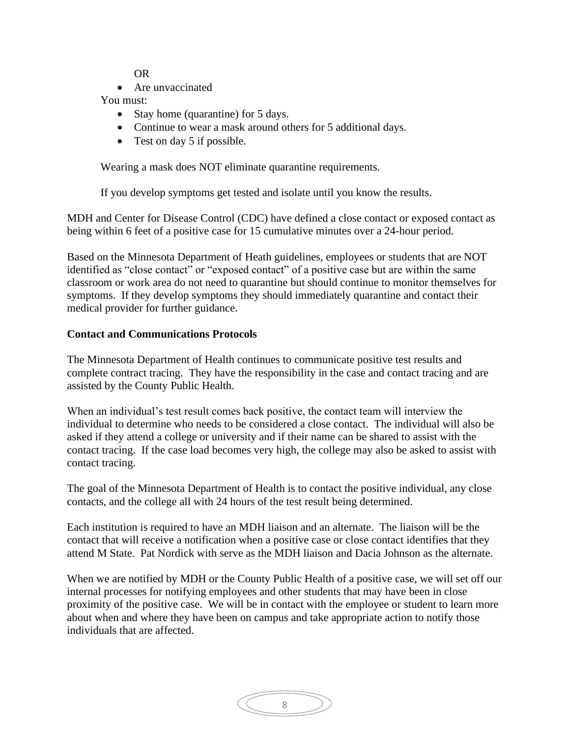OR

- Are unvaccinated

You must:

- Stay home (quarantine) for 5 days.
- Continue to wear a mask around others for 5 additional days.
- Test on day 5 if possible.

Wearing a mask does NOT eliminate quarantine requirements.

If you develop symptoms get tested and isolate until you know the results.

MDH and Center for Disease Control (CDC) have defined a close contact or exposed contact as being within 6 feet of a positive case for 15 cumulative minutes over a 24-hour period.

Based on the Minnesota Department of Heath guidelines, employees or students that are NOT identified as "close contact" or "exposed contact" of a positive case but are within the same classroom or work area do not need to quarantine but should continue to monitor themselves for symptoms. If they develop symptoms they should immediately quarantine and contact their medical provider for further guidance.

**Contact and Communications Protocols**

The Minnesota Department of Health continues to communicate positive test results and complete contract tracing. They have the responsibility in the case and contact tracing and are assisted by the County Public Health.

When an individual's test result comes back positive, the contact team will interview the individual to determine who needs to be considered a close contact. The individual will also be asked if they attend a college or university and if their name can be shared to assist with the contact tracing. If the case load becomes very high, the college may also be asked to assist with contact tracing.

The goal of the Minnesota Department of Health is to contact the positive individual, any close contacts, and the college all with 24 hours of the test result being determined.

Each institution is required to have an MDH liaison and an alternate. The liaison will be the contact that will receive a notification when a positive case or close contact identifies that they attend M State. Pat Nordick with serve as the MDH liaison and Dacia Johnson as the alternate.

When we are notified by MDH or the County Public Health of a positive case, we will set off our internal processes for notifying employees and other students that may have been in close proximity of the positive case. We will be in contact with the employee or student to learn more about when and where they have been on campus and take appropriate action to notify those individuals that are affected.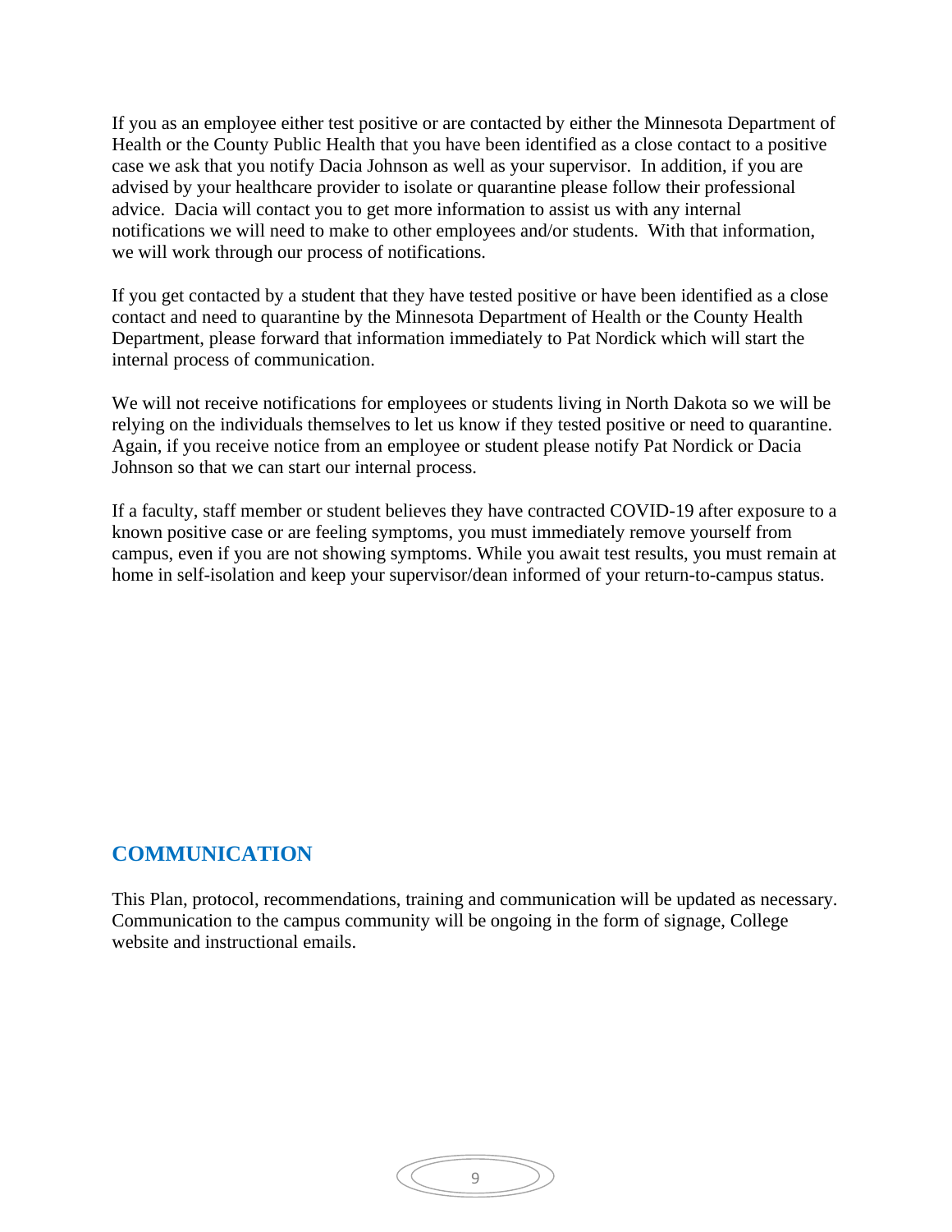If you as an employee either test positive or are contacted by either the Minnesota Department of Health or the County Public Health that you have been identified as a close contact to a positive case we ask that you notify Dacia Johnson as well as your supervisor. In addition, if you are advised by your healthcare provider to isolate or quarantine please follow their professional advice. Dacia will contact you to get more information to assist us with any internal notifications we will need to make to other employees and/or students. With that information, we will work through our process of notifications.

If you get contacted by a student that they have tested positive or have been identified as a close contact and need to quarantine by the Minnesota Department of Health or the County Health Department, please forward that information immediately to Pat Nordick which will start the internal process of communication.

We will not receive notifications for employees or students living in North Dakota so we will be relying on the individuals themselves to let us know if they tested positive or need to quarantine. Again, if you receive notice from an employee or student please notify Pat Nordick or Dacia Johnson so that we can start our internal process.

If a faculty, staff member or student believes they have contracted COVID-19 after exposure to a known positive case or are feeling symptoms, you must immediately remove yourself from campus, even if you are not showing symptoms. While you await test results, you must remain at home in self-isolation and keep your supervisor/dean informed of your return-to-campus status.

## COMMUNICATION

This Plan, protocol, recommendations, training and communication will be updated as necessary. Communication to the campus community will be ongoing in the form of signage, College website and instructional emails.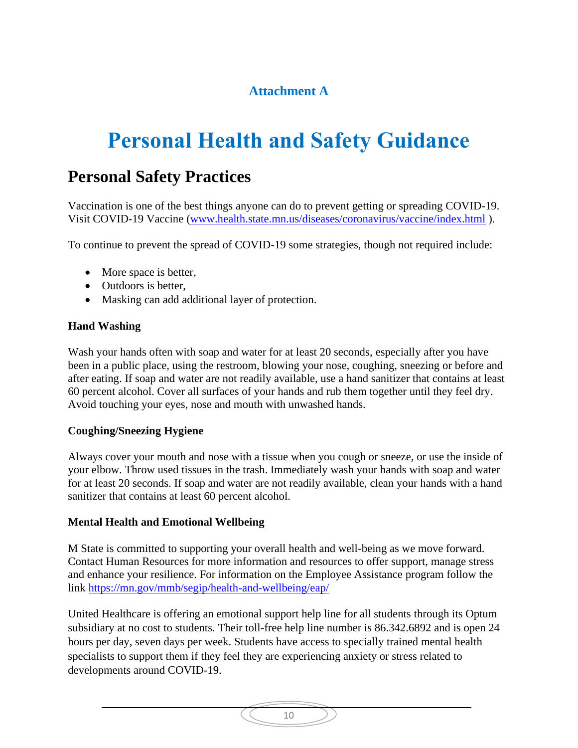**Attachment A**

# Personal Health and Safety Guidance

## Personal Safety Practices

Vaccination is one of the best things anyone can do to prevent getting or spreading COVID-19. Visit COVID-19 Vaccine ([www.health.state.mn.us/diseases/coronavirus/vaccine/index.html](www.health.state.mn.us/diseases/coronavirus/vaccine/index.html) ).

To continue to prevent the spread of COVID-19 some strategies, though not required include:

- More space is better,
- Outdoors is better,
- Masking can add additional layer of protection.

### Hand Washing

Wash your hands often with soap and water for at least 20 seconds, especially after you have been in a public place, using the restroom, blowing your nose, coughing, sneezing or before and after eating. If soap and water are not readily available, use a hand sanitizer that contains at least 60 percent alcohol. Cover all surfaces of your hands and rub them together until they feel dry. Avoid touching your eyes, nose and mouth with unwashed hands.

### Coughing/Sneezing Hygiene

Always cover your mouth and nose with a tissue when you cough or sneeze, or use the inside of your elbow. Throw used tissues in the trash. Immediately wash your hands with soap and water for at least 20 seconds. If soap and water are not readily available, clean your hands with a hand sanitizer that contains at least 60 percent alcohol.

### Mental Health and Emotional Wellbeing

M State is committed to supporting your overall health and well-being as we move forward. Contact Human Resources for more information and resources to offer support, manage stress and enhance your resilience. For information on the Employee Assistance program follow the link [https://mn.gov/mmb/segip/health-and-wellbeing/eap/](https://mn.gov/mmb/segip/health-and-wellbeing/eap/)

United Healthcare is offering an emotional support help line for all students through its Optum subsidiary at no cost to students. Their toll-free help line number is 86.342.6892 and is open 24 hours per day, seven days per week. Students have access to specially trained mental health specialists to support them if they feel they are experiencing anxiety or stress related to developments around COVID-19.